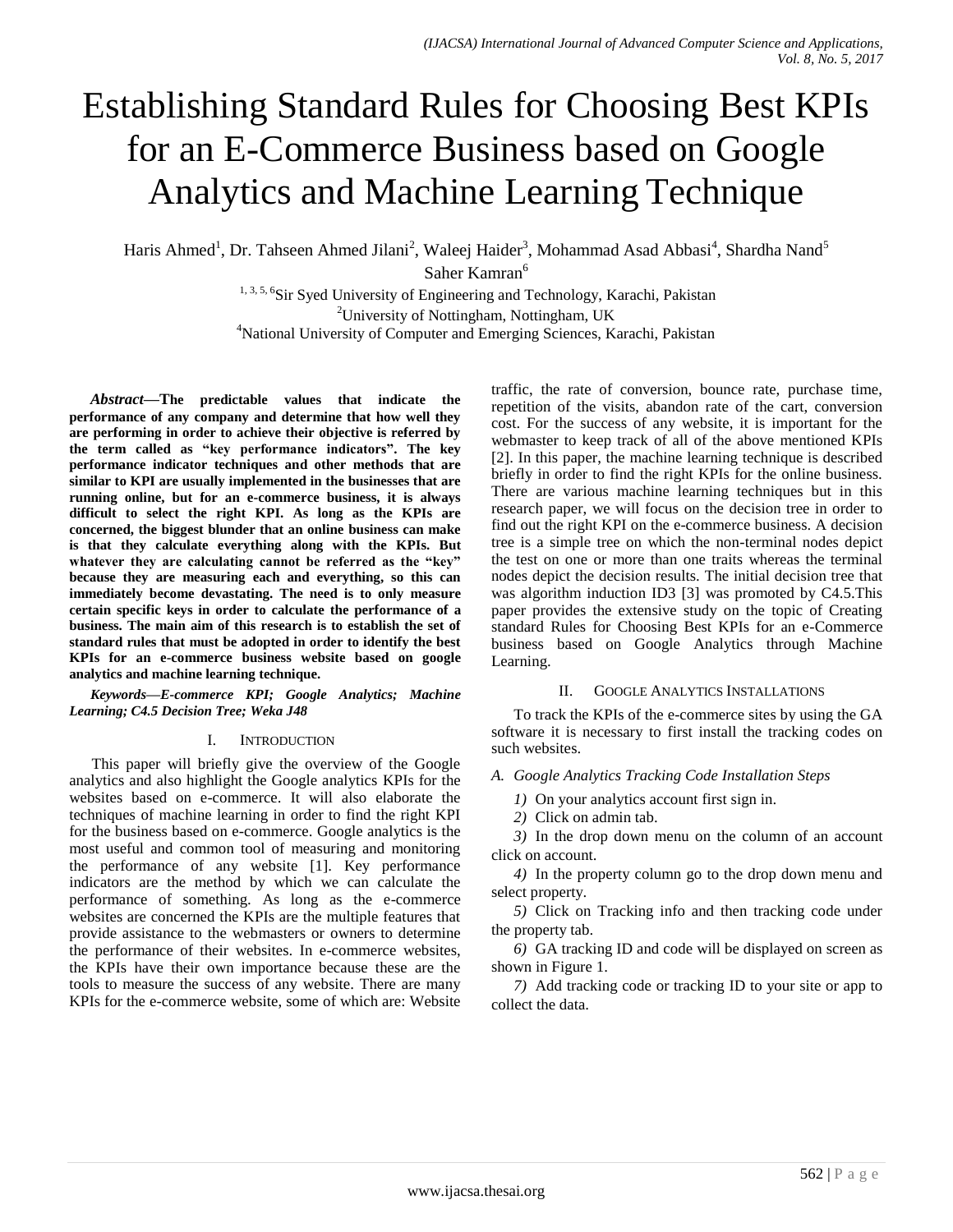# Establishing Standard Rules for Choosing Best KPIs for an E-Commerce Business based on Google Analytics and Machine Learning Technique

Haris Ahmed[1], Dr. Tahseen Ahmed Jilani[2], Waleej Haider[3], Mohammad Asad Abbasi[4], Shardha Nand[5]
Saher Kamran[6]

[1, 3, 5, 6]Sir Syed University of Engineering and Technology, Karachi, Pakistan
[2]University of Nottingham, Nottingham, UK
[4]National University of Computer and Emerging Sciences, Karachi, Pakistan

***Abstract*—The predictable values that indicate the performance of any company and determine that how well they are performing in order to achieve their objective is referred by the term called as "key performance indicators". The key performance indicator techniques and other methods that are similar to KPI are usually implemented in the businesses that are running online, but for an e-commerce business, it is always difficult to select the right KPI. As long as the KPIs are concerned, the biggest blunder that an online business can make is that they calculate everything along with the KPIs. But whatever they are calculating cannot be referred as the "key" because they are measuring each and everything, so this can immediately become devastating. The need is to only measure certain specific keys in order to calculate the performance of a business. The main aim of this research is to establish the set of standard rules that must be adopted in order to identify the best KPIs for an e-commerce business website based on google analytics and machine learning technique.**

***Keywords—E-commerce KPI; Google Analytics; Machine Learning; C4.5 Decision Tree; Weka J48***

## I. Introduction

This paper will briefly give the overview of the Google analytics and also highlight the Google analytics KPIs for the websites based on e-commerce. It will also elaborate the techniques of machine learning in order to find the right KPI for the business based on e-commerce. Google analytics is the most useful and common tool of measuring and monitoring the performance of any website [1]. Key performance indicators are the method by which we can calculate the performance of something. As long as the e-commerce websites are concerned the KPIs are the multiple features that provide assistance to the webmasters or owners to determine the performance of their websites. In e-commerce websites, the KPIs have their own importance because these are the tools to measure the success of any website. There are many KPIs for the e-commerce website, some of which are: Website traffic, the rate of conversion, bounce rate, purchase time, repetition of the visits, abandon rate of the cart, conversion cost. For the success of any website, it is important for the webmaster to keep track of all of the above mentioned KPIs [2]. In this paper, the machine learning technique is described briefly in order to find the right KPIs for the online business. There are various machine learning techniques but in this research paper, we will focus on the decision tree in order to find out the right KPI on the e-commerce business. A decision tree is a simple tree on which the non-terminal nodes depict the test on one or more than one traits whereas the terminal nodes depict the decision results. The initial decision tree that was algorithm induction ID3 [3] was promoted by C4.5.This paper provides the extensive study on the topic of Creating standard Rules for Choosing Best KPIs for an e-Commerce business based on Google Analytics through Machine Learning.

## II. Google Analytics Installations

To track the KPIs of the e-commerce sites by using the GA software it is necessary to first install the tracking codes on such websites.

### *A. Google Analytics Tracking Code Installation Steps*

*1)* On your analytics account first sign in.

*2)* Click on admin tab.

*3)* In the drop down menu on the column of an account click on account.

*4)* In the property column go to the drop down menu and select property.

*5)* Click on Tracking info and then tracking code under the property tab.

*6)* GA tracking ID and code will be displayed on screen as shown in Figure 1.

*7)* Add tracking code or tracking ID to your site or app to collect the data.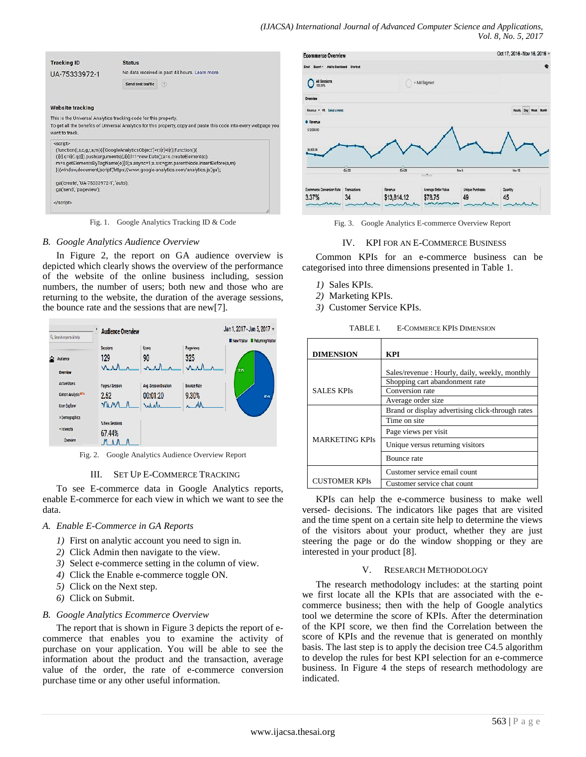Fig. 1. Google Analytics Tracking ID & Code

## B. Google Analytics Audience Overview

In Figure 2, the report on GA audience overview is depicted which clearly shows the overview of the performance of the website of the online business including, session numbers, the number of users; both new and those who are returning to the website, the duration of the average sessions, the bounce rate and the sessions that are new[7].

Fig. 2. Google Analytics Audience Overview Report

# III. Set Up E-Commerce Tracking

To see E-commerce data in Google Analytics reports, enable E-commerce for each view in which we want to see the data.

## A. Enable E-Commerce in GA Reports

1) First on analytic account you need to sign in.
2) Click Admin then navigate to the view.
3) Select e-commerce setting in the column of view.
4) Click the Enable e-commerce toggle ON.
5) Click on the Next step.
6) Click on Submit.

## B. Google Analytics Ecommerce Overview

The report that is shown in Figure 3 depicts the report of e-commerce that enables you to examine the activity of purchase on your application. You will be able to see the information about the product and the transaction, average value of the order, the rate of e-commerce conversion purchase time or any other useful information.

Fig. 3. Google Analytics E-commerce Overview Report

# IV. KPI for an E-Commerce Business

Common KPIs for an e-commerce business can be categorised into three dimensions presented in Table 1.

1) Sales KPIs.
2) Marketing KPIs.
3) Customer Service KPIs.

TABLE I. E-Commerce KPIs Dimension

| DIMENSION | KPI |
|---|---|
| SALES KPIs | Sales/revenue : Hourly, daily, weekly, monthly |
| | Shopping cart abandonment rate |
| | Conversion rate |
| | Average order size |
| MARKETING KPIs | Brand or display advertising click-through rates |
| | Time on site |
| | Page views per visit |
| | Unique versus returning visitors |
| | Bounce rate |
| CUSTOMER KPIs | Customer service email count |
| | Customer service chat count |

KPIs can help the e-commerce business to make well versed- decisions. The indicators like pages that are visited and the time spent on a certain site help to determine the views of the visitors about your product, whether they are just steering the page or do the window shopping or they are interested in your product [8].

# V. Research Methodology

The research methodology includes: at the starting point we first locate all the KPIs that are associated with the e-commerce business; then with the help of Google analytics tool we determine the score of KPIs. After the determination of the KPI score, we then find the Correlation between the score of KPIs and the revenue that is generated on monthly basis. The last step is to apply the decision tree C4.5 algorithm to develop the rules for best KPI selection for an e-commerce business. In Figure 4 the steps of research methodology are indicated.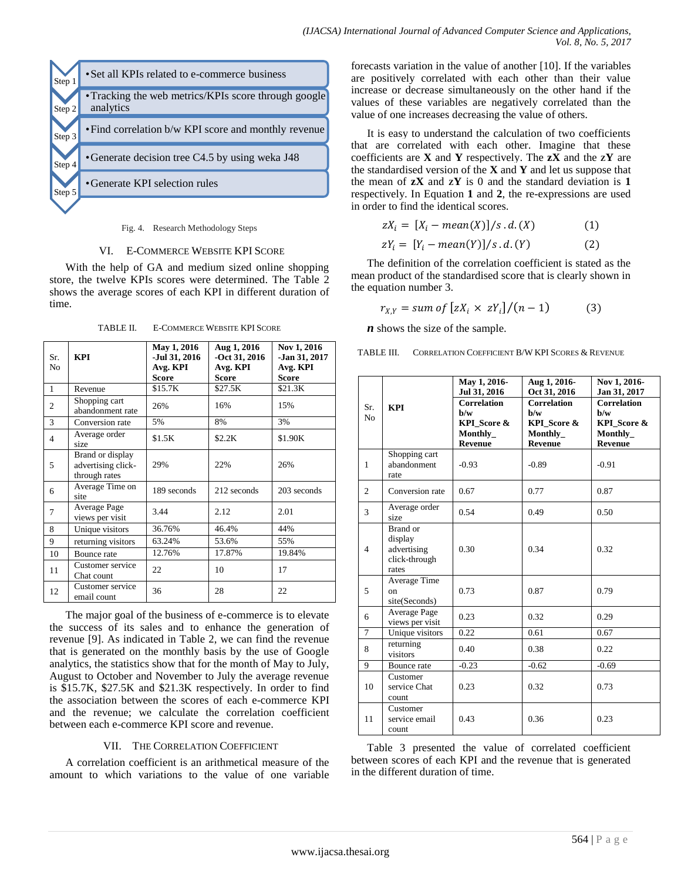Step 1 • Set all KPIs related to e-commerce business

Step 2 • Tracking the web metrics/KPIs score through google analytics

Step 3 • Find correlation b/w KPI score and monthly revenue

Step 4 • Generate decision tree C4.5 by using weka J48

Step 5 • Generate KPI selection rules

Fig. 4. Research Methodology Steps

## VI. E-Commerce Website KPI Score

With the help of GA and medium sized online shopping store, the twelve KPIs scores were determined. The Table 2 shows the average scores of each KPI in different duration of time.

TABLE II. E-Commerce Website KPI Score

| Sr. No | KPI | May 1, 2016 -Jul 31, 2016 Avg. KPI Score | Aug 1, 2016 -Oct 31, 2016 Avg. KPI Score | Nov 1, 2016 -Jan 31, 2017 Avg. KPI Score |
|---|---|---|---|---|
| 1 | Revenue | $15.7K | $27.5K | $21.3K |
| 2 | Shopping cart abandonment rate | 26% | 16% | 15% |
| 3 | Conversion rate | 5% | 8% | 3% |
| 4 | Average order size | $1.5K | $2.2K | $1.90K |
| 5 | Brand or display advertising click-through rates | 29% | 22% | 26% |
| 6 | Average Time on site | 189 seconds | 212 seconds | 203 seconds |
| 7 | Average Page views per visit | 3.44 | 2.12 | 2.01 |
| 8 | Unique visitors | 36.76% | 46.4% | 44% |
| 9 | returning visitors | 63.24% | 53.6% | 55% |
| 10 | Bounce rate | 12.76% | 17.87% | 19.84% |
| 11 | Customer service Chat count | 22 | 10 | 17 |
| 12 | Customer service email count | 36 | 28 | 22 |

The major goal of the business of e-commerce is to elevate the success of its sales and to enhance the generation of revenue [9]. As indicated in Table 2, we can find the revenue that is generated on the monthly basis by the use of Google analytics, the statistics show that for the month of May to July, August to October and November to July the average revenue is $15.7K, $27.5K and $21.3K respectively. In order to find the association between the scores of each e-commerce KPI and the revenue; we calculate the correlation coefficient between each e-commerce KPI score and revenue.

## VII. The Correlation Coefficient

A correlation coefficient is an arithmetical measure of the amount to which variations to the value of one variable forecasts variation in the value of another [10]. If the variables are positively correlated with each other than their value increase or decrease simultaneously on the other hand if the values of these variables are negatively correlated than the value of one increases decreasing the value of others.

It is easy to understand the calculation of two coefficients that are correlated with each other. Imagine that these coefficients are **X** and **Y** respectively. The **zX** and the **zY** are the standardised version of the **X** and **Y** and let us suppose that the mean of **zX** and **zY** is 0 and the standard deviation is **1** respectively. In Equation **1** and **2**, the re-expressions are used in order to find the identical scores.

$$zX_i = [X_i - mean(X)]/s.d.(X) \quad (1)$$

$$zY_i = [Y_i - mean(Y)]/s.d.(Y) \quad (2)$$

The definition of the correlation coefficient is stated as the mean product of the standardised score that is clearly shown in the equation number 3.

$$r_{X,Y} = sum\ of\ [zX_i \times zY_i]/(n-1) \quad (3)$$

***n*** shows the size of the sample.

TABLE III. Correlation Coefficient B/W KPI Scores & Revenue

| Sr. No | KPI | May 1, 2016-Jul 31, 2016 Correlation b/w KPI_Score & Monthly_ Revenue | Aug 1, 2016-Oct 31, 2016 Correlation b/w KPI_Score & Monthly_ Revenue | Nov 1, 2016-Jan 31, 2017 Correlation b/w KPI_Score & Monthly_ Revenue |
|---|---|---|---|---|
| 1 | Shopping cart abandonment rate | -0.93 | -0.89 | -0.91 |
| 2 | Conversion rate | 0.67 | 0.77 | 0.87 |
| 3 | Average order size | 0.54 | 0.49 | 0.50 |
| 4 | Brand or display advertising click-through rates | 0.30 | 0.34 | 0.32 |
| 5 | Average Time on site(Seconds) | 0.73 | 0.87 | 0.79 |
| 6 | Average Page views per visit | 0.23 | 0.32 | 0.29 |
| 7 | Unique visitors | 0.22 | 0.61 | 0.67 |
| 8 | returning visitors | 0.40 | 0.38 | 0.22 |
| 9 | Bounce rate | -0.23 | -0.62 | -0.69 |
| 10 | Customer service Chat count | 0.23 | 0.32 | 0.73 |
| 11 | Customer service email count | 0.43 | 0.36 | 0.23 |

Table 3 presented the value of correlated coefficient between scores of each KPI and the revenue that is generated in the different duration of time.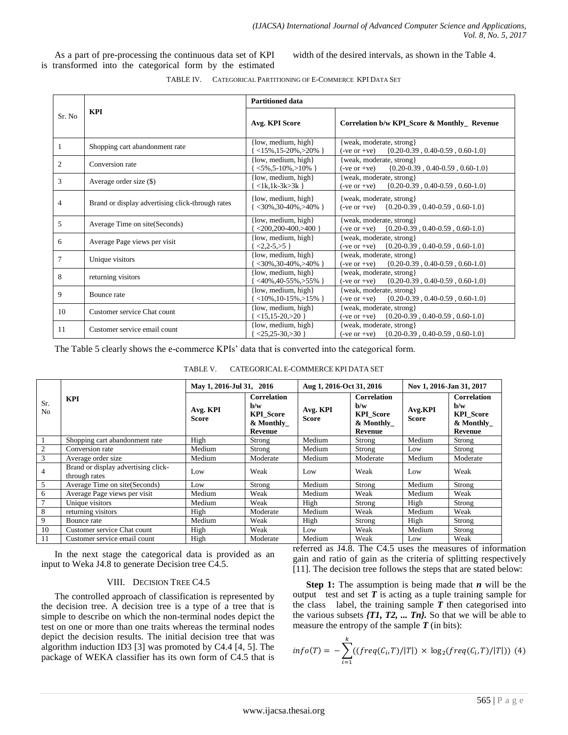As a part of pre-processing the continuous data set of KPI is transformed into the categorical form by the estimated width of the desired intervals, as shown in the Table 4.

TABLE IV. CATEGORICAL PARTITIONING OF E-COMMERCE KPI DATA SET

| Sr. No | KPI | Partitioned data | |
|---|---|---|---|
| | | **Avg. KPI Score** | **Correlation b/w KPI_Score & Monthly_ Revenue** |
| 1 | Shopping cart abandonment rate | {low, medium, high} { <15%,15-20%,>20% } | {weak, moderate, strong} (-ve or +ve) {0.20-0.39 , 0.40-0.59 , 0.60-1.0} |
| 2 | Conversion rate | {low, medium, high} { <5%,5-10%,>10% } | {weak, moderate, strong} (-ve or +ve) {0.20-0.39 , 0.40-0.59 , 0.60-1.0} |
| 3 | Average order size ($) | {low, medium, high} { <1k,1k-3k>3k } | {weak, moderate, strong} (-ve or +ve) {0.20-0.39 , 0.40-0.59 , 0.60-1.0} |
| 4 | Brand or display advertising click-through rates | {low, medium, high} { <30%,30-40%,>40% } | {weak, moderate, strong} (-ve or +ve) {0.20-0.39 , 0.40-0.59 , 0.60-1.0} |
| 5 | Average Time on site(Seconds) | {low, medium, high} { <200,200-400,>400 } | {weak, moderate, strong} (-ve or +ve) {0.20-0.39 , 0.40-0.59 , 0.60-1.0} |
| 6 | Average Page views per visit | {low, medium, high} { <2,2-5,>5 } | {weak, moderate, strong} (-ve or +ve) {0.20-0.39 , 0.40-0.59 , 0.60-1.0} |
| 7 | Unique visitors | {low, medium, high} { <30%,30-40%,>40% } | {weak, moderate, strong} (-ve or +ve) {0.20-0.39 , 0.40-0.59 , 0.60-1.0} |
| 8 | returning visitors | {low, medium, high} { <40%,40-55%,>55% } | {weak, moderate, strong} (-ve or +ve) {0.20-0.39 , 0.40-0.59 , 0.60-1.0} |
| 9 | Bounce rate | {low, medium, high} { <10%,10-15%,>15% } | {weak, moderate, strong} (-ve or +ve) {0.20-0.39 , 0.40-0.59 , 0.60-1.0} |
| 10 | Customer service Chat count | {low, medium, high} { <15,15-20,>20 } | {weak, moderate, strong} (-ve or +ve) {0.20-0.39 , 0.40-0.59 , 0.60-1.0} |
| 11 | Customer service email count | {low, medium, high} { <25,25-30,>30 } | {weak, moderate, strong} (-ve or +ve) {0.20-0.39 , 0.40-0.59 , 0.60-1.0} |

The Table 5 clearly shows the e-commerce KPIs' data that is converted into the categorical form.

TABLE V. CATEGORICAL E-COMMERCE KPI DATA SET

| Sr. No | KPI | May 1, 2016-Jul 31, 2016 | | Aug 1, 2016-Oct 31, 2016 | | Nov 1, 2016-Jan 31, 2017 | |
|---|---|---|---|---|---|---|---|
| | | **Avg. KPI Score** | **Correlation b/w KPI_Score & Monthly_ Revenue** | **Avg. KPI Score** | **Correlation b/w KPI_Score & Monthly_ Revenue** | **Avg.KPI Score** | **Correlation b/w KPI_Score & Monthly_ Revenue** |
| 1 | Shopping cart abandonment rate | High | Strong | Medium | Strong | Medium | Strong |
| 2 | Conversion rate | Medium | Strong | Medium | Strong | Low | Strong |
| 3 | Average order size | Medium | Moderate | Medium | Moderate | Medium | Moderate |
| 4 | Brand or display advertising click-through rates | Low | Weak | Low | Weak | Low | Weak |
| 5 | Average Time on site(Seconds) | Low | Strong | Medium | Strong | Medium | Strong |
| 6 | Average Page views per visit | Medium | Weak | Medium | Weak | Medium | Weak |
| 7 | Unique visitors | Medium | Weak | High | Strong | High | Strong |
| 8 | returning visitors | High | Moderate | Medium | Weak | Medium | Weak |
| 9 | Bounce rate | Medium | Weak | High | Strong | High | Strong |
| 10 | Customer service Chat count | High | Weak | Low | Weak | Medium | Strong |
| 11 | Customer service email count | High | Moderate | Medium | Weak | Low | Weak |

In the next stage the categorical data is provided as an input to Weka J4.8 to generate Decision tree C4.5.

## VIII. DECISION TREE C4.5

The controlled approach of classification is represented by the decision tree. A decision tree is a type of a tree that is simple to describe on which the non-terminal nodes depict the test on one or more than one traits whereas the terminal nodes depict the decision results. The initial decision tree that was algorithm induction ID3 [3] was promoted by C4.4 [4, 5]. The package of WEKA classifier has its own form of C4.5 that is referred as J4.8. The C4.5 uses the measures of information gain and ratio of gain as the criteria of splitting respectively [11]. The decision tree follows the steps that are stated below:

**Step 1:** The assumption is being made that ***n*** will be the output test and set ***T*** is acting as a tuple training sample for the class label, the training sample ***T*** then categorised into the various subsets ***{T1, T2, ... Tn}.*** So that we will be able to measure the entropy of the sample ***T*** (in bits):

$$info(T) = -\sum_{i=1}^{k}((freq(C_i,T)/|T|) \times \log_2(freq(C_i,T)/|T|)) \quad (4)$$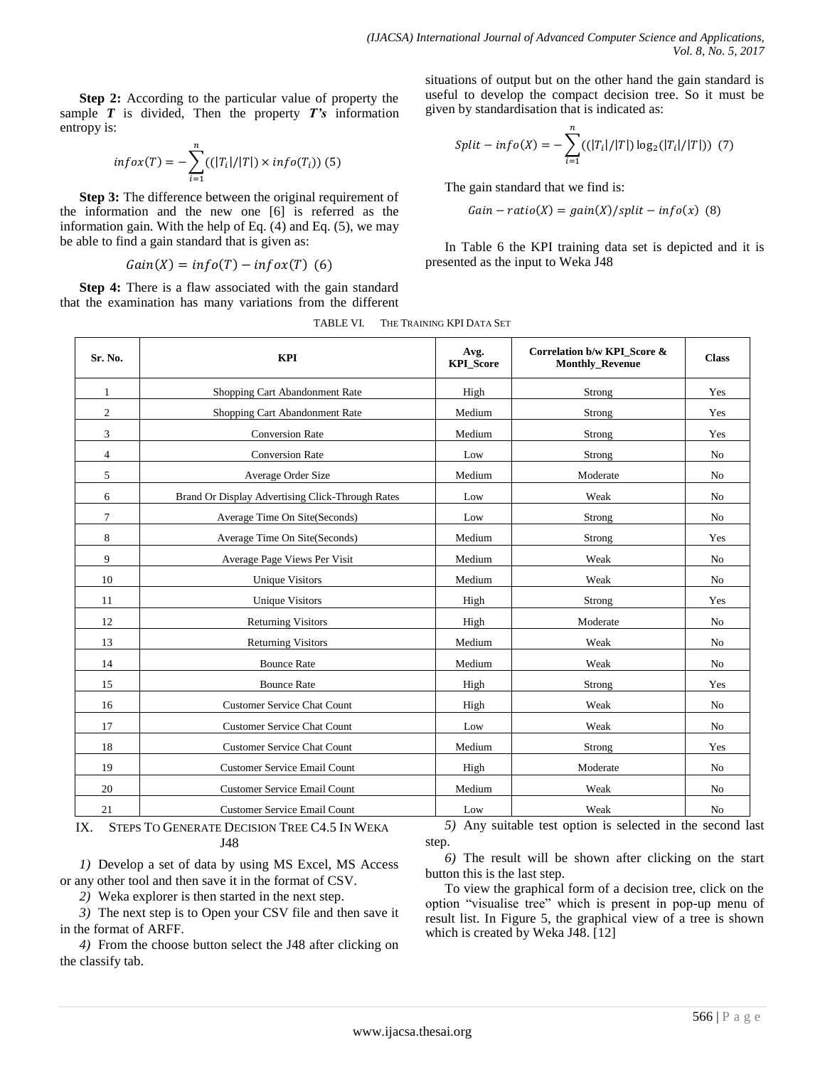**Step 2:** According to the particular value of property the sample $T$ is divided, Then the property $T's$ information entropy is:

$$infox(T) = -\sum_{i=1}^{n}((|T_i|/|T|) \times info(T_i)) \quad (5)$$

**Step 3:** The difference between the original requirement of the information and the new one [6] is referred as the information gain. With the help of Eq. (4) and Eq. (5), we may be able to find a gain standard that is given as:

$$Gain(X) = info(T) - infox(T) \quad (6)$$

**Step 4:** There is a flaw associated with the gain standard that the examination has many variations from the different situations of output but on the other hand the gain standard is useful to develop the compact decision tree. So it must be given by standardisation that is indicated as:

$$Split - info(X) = -\sum_{i=1}^{n}((|T_i|/|T|)\log_2(|T_i|/|T|)) \quad (7)$$

The gain standard that we find is:

$$Gain - ratio(X) = gain(X)/split - info(x) \quad (8)$$

In Table 6 the KPI training data set is depicted and it is presented as the input to Weka J48

TABLE VI. THE TRAINING KPI DATA SET

| Sr. No. | KPI | Avg. KPI_Score | Correlation b/w KPI_Score & Monthly_Revenue | Class |
|---|---|---|---|---|
| 1 | Shopping Cart Abandonment Rate | High | Strong | Yes |
| 2 | Shopping Cart Abandonment Rate | Medium | Strong | Yes |
| 3 | Conversion Rate | Medium | Strong | Yes |
| 4 | Conversion Rate | Low | Strong | No |
| 5 | Average Order Size | Medium | Moderate | No |
| 6 | Brand Or Display Advertising Click-Through Rates | Low | Weak | No |
| 7 | Average Time On Site(Seconds) | Low | Strong | No |
| 8 | Average Time On Site(Seconds) | Medium | Strong | Yes |
| 9 | Average Page Views Per Visit | Medium | Weak | No |
| 10 | Unique Visitors | Medium | Weak | No |
| 11 | Unique Visitors | High | Strong | Yes |
| 12 | Returning Visitors | High | Moderate | No |
| 13 | Returning Visitors | Medium | Weak | No |
| 14 | Bounce Rate | Medium | Weak | No |
| 15 | Bounce Rate | High | Strong | Yes |
| 16 | Customer Service Chat Count | High | Weak | No |
| 17 | Customer Service Chat Count | Low | Weak | No |
| 18 | Customer Service Chat Count | Medium | Strong | Yes |
| 19 | Customer Service Email Count | High | Moderate | No |
| 20 | Customer Service Email Count | Medium | Weak | No |
| 21 | Customer Service Email Count | Low | Weak | No |

## IX. STEPS TO GENERATE DECISION TREE C4.5 IN WEKA J48

*1)* Develop a set of data by using MS Excel, MS Access or any other tool and then save it in the format of CSV.

*2)* Weka explorer is then started in the next step.

*3)* The next step is to Open your CSV file and then save it in the format of ARFF.

*4)* From the choose button select the J48 after clicking on the classify tab.

*5)* Any suitable test option is selected in the second last step.

*6)* The result will be shown after clicking on the start button this is the last step.

To view the graphical form of a decision tree, click on the option "visualise tree" which is present in pop-up menu of result list. In Figure 5, the graphical view of a tree is shown which is created by Weka J48. [12]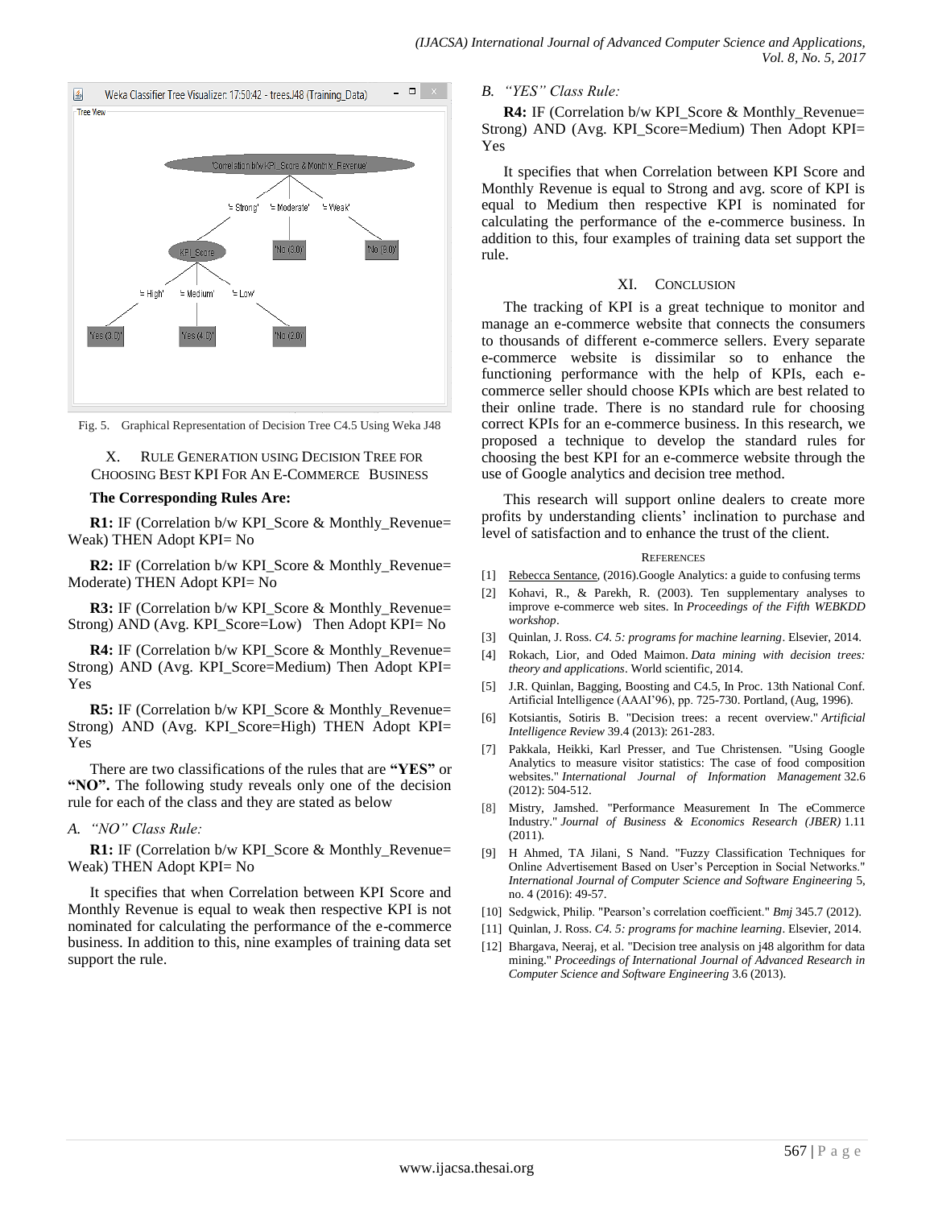Weka Classifier Tree Visualizer: 17:50:42 - trees.J48 (Training_Data)

Tree View

'Correlation b/w KPI_Score & Monthly_Revenue'

= 'Strong'

= 'Moderate'

= 'Weak'

KPI_Score

'No (3.0)'

'No (9.0)'

= 'High'

= 'Medium'

= 'Low'

'Yes (3.0)'

'Yes (4.0)'

'No (2.0)'

Fig. 5. Graphical Representation of Decision Tree C4.5 Using Weka J48

## X. Rule Generation using Decision Tree for Choosing Best KPI For An E-Commerce Business

**The Corresponding Rules Are:**

**R1:** IF (Correlation b/w KPI_Score & Monthly_Revenue= Weak) THEN Adopt KPI= No

**R2:** IF (Correlation b/w KPI_Score & Monthly_Revenue= Moderate) THEN Adopt KPI= No

**R3:** IF (Correlation b/w KPI_Score & Monthly_Revenue= Strong) AND (Avg. KPI_Score=Low) Then Adopt KPI= No

**R4:** IF (Correlation b/w KPI_Score & Monthly_Revenue= Strong) AND (Avg. KPI_Score=Medium) Then Adopt KPI= Yes

**R5:** IF (Correlation b/w KPI_Score & Monthly_Revenue= Strong) AND (Avg. KPI_Score=High) THEN Adopt KPI= Yes

There are two classifications of the rules that are **"YES"** or **"NO".** The following study reveals only one of the decision rule for each of the class and they are stated as below

### *A. "NO" Class Rule:*

**R1:** IF (Correlation b/w KPI_Score & Monthly_Revenue= Weak) THEN Adopt KPI= No

It specifies that when Correlation between KPI Score and Monthly Revenue is equal to weak then respective KPI is not nominated for calculating the performance of the e-commerce business. In addition to this, nine examples of training data set support the rule.

### *B. "YES" Class Rule:*

**R4:** IF (Correlation b/w KPI_Score & Monthly_Revenue= Strong) AND (Avg. KPI_Score=Medium) Then Adopt KPI= Yes

It specifies that when Correlation between KPI Score and Monthly Revenue is equal to Strong and avg. score of KPI is equal to Medium then respective KPI is nominated for calculating the performance of the e-commerce business. In addition to this, four examples of training data set support the rule.

## XI. Conclusion

The tracking of KPI is a great technique to monitor and manage an e-commerce website that connects the consumers to thousands of different e-commerce sellers. Every separate e-commerce website is dissimilar so to enhance the functioning performance with the help of KPIs, each e-commerce seller should choose KPIs which are best related to their online trade. There is no standard rule for choosing correct KPIs for an e-commerce business. In this research, we proposed a technique to develop the standard rules for choosing the best KPI for an e-commerce website through the use of Google analytics and decision tree method.

This research will support online dealers to create more profits by understanding clients' inclination to purchase and level of satisfaction and to enhance the trust of the client.

## References

[1] Rebecca Sentance, (2016).Google Analytics: a guide to confusing terms

[2] Kohavi, R., & Parekh, R. (2003). Ten supplementary analyses to improve e-commerce web sites. In *Proceedings of the Fifth WEBKDD workshop*.

[3] Quinlan, J. Ross. *C4. 5: programs for machine learning*. Elsevier, 2014.

[4] Rokach, Lior, and Oded Maimon. *Data mining with decision trees: theory and applications*. World scientific, 2014.

[5] J.R. Quinlan, Bagging, Boosting and C4.5, In Proc. 13th National Conf. Artificial Intelligence (AAAI'96), pp. 725-730. Portland, (Aug, 1996).

[6] Kotsiantis, Sotiris B. "Decision trees: a recent overview." *Artificial Intelligence Review* 39.4 (2013): 261-283.

[7] Pakkala, Heikki, Karl Presser, and Tue Christensen. "Using Google Analytics to measure visitor statistics: The case of food composition websites." *International Journal of Information Management* 32.6 (2012): 504-512.

[8] Mistry, Jamshed. "Performance Measurement In The eCommerce Industry." *Journal of Business & Economics Research (JBER)* 1.11 (2011).

[9] H Ahmed, TA Jilani, S Nand. "Fuzzy Classification Techniques for Online Advertisement Based on User's Perception in Social Networks." *International Journal of Computer Science and Software Engineering* 5, no. 4 (2016): 49-57.

[10] Sedgwick, Philip. "Pearson's correlation coefficient." *Bmj* 345.7 (2012).

[11] Quinlan, J. Ross. *C4. 5: programs for machine learning*. Elsevier, 2014.

[12] Bhargava, Neeraj, et al. "Decision tree analysis on j48 algorithm for data mining." *Proceedings of International Journal of Advanced Research in Computer Science and Software Engineering* 3.6 (2013).